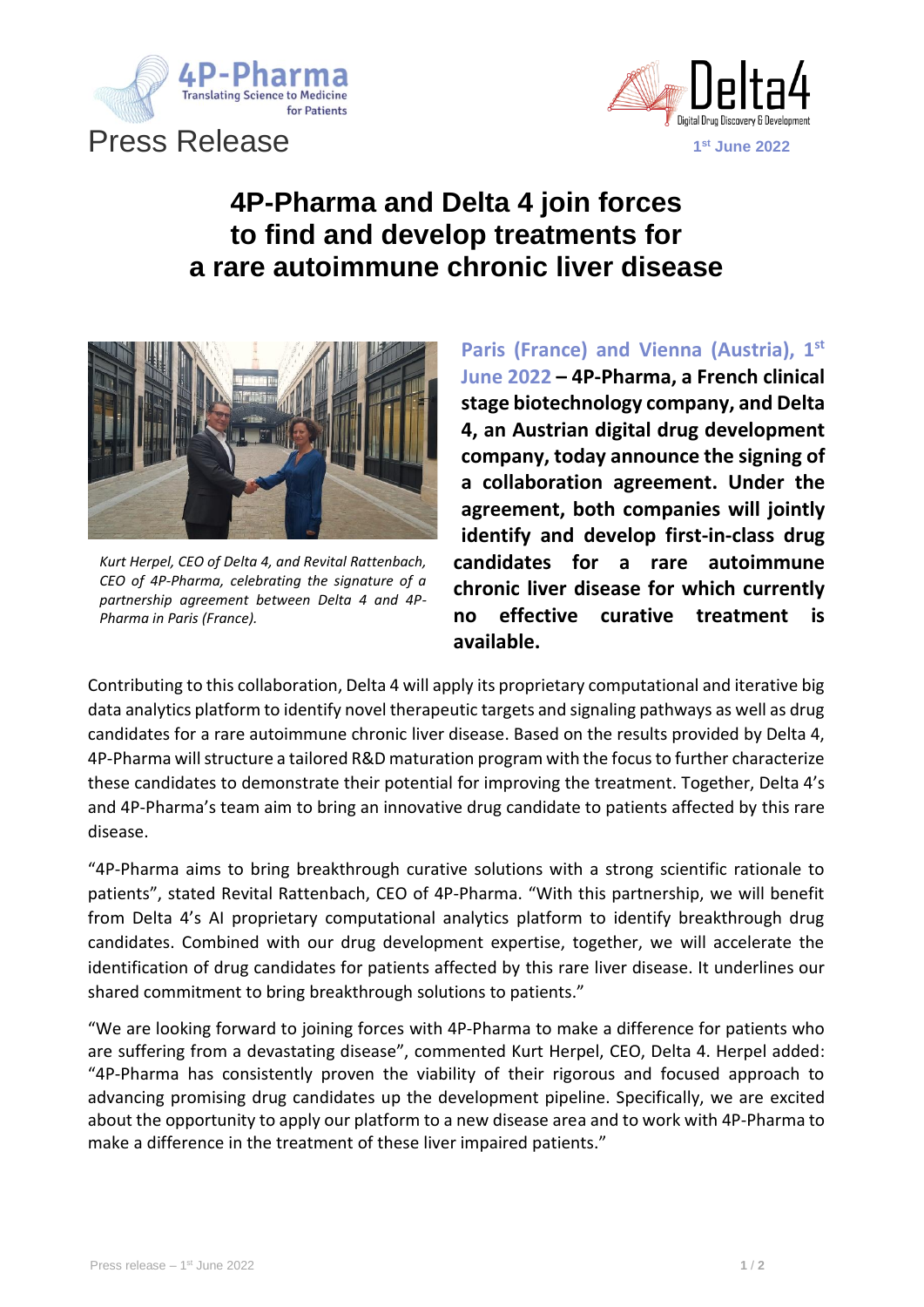4P-Pharma
Translating Science to Medicine for Patients

Delta4
Digital Drug Discovery & Development

Press Release

1st June 2022

# 4P-Pharma and Delta 4 join forces to find and develop treatments for a rare autoimmune chronic liver disease

*Kurt Herpel, CEO of Delta 4, and Revital Rattenbach, CEO of 4P-Pharma, celebrating the signature of a partnership agreement between Delta 4 and 4P-Pharma in Paris (France).*

**Paris (France) and Vienna (Austria), 1st June 2022 – 4P-Pharma, a French clinical stage biotechnology company, and Delta 4, an Austrian digital drug development company, today announce the signing of a collaboration agreement. Under the agreement, both companies will jointly identify and develop first-in-class drug candidates for a rare autoimmune chronic liver disease for which currently no effective curative treatment is available.**

Contributing to this collaboration, Delta 4 will apply its proprietary computational and iterative big data analytics platform to identify novel therapeutic targets and signaling pathways as well as drug candidates for a rare autoimmune chronic liver disease. Based on the results provided by Delta 4, 4P-Pharma will structure a tailored R&D maturation program with the focus to further characterize these candidates to demonstrate their potential for improving the treatment. Together, Delta 4's and 4P-Pharma's team aim to bring an innovative drug candidate to patients affected by this rare disease.

"4P-Pharma aims to bring breakthrough curative solutions with a strong scientific rationale to patients", stated Revital Rattenbach, CEO of 4P-Pharma. "With this partnership, we will benefit from Delta 4's AI proprietary computational analytics platform to identify breakthrough drug candidates. Combined with our drug development expertise, together, we will accelerate the identification of drug candidates for patients affected by this rare liver disease. It underlines our shared commitment to bring breakthrough solutions to patients."

"We are looking forward to joining forces with 4P-Pharma to make a difference for patients who are suffering from a devastating disease", commented Kurt Herpel, CEO, Delta 4. Herpel added: "4P-Pharma has consistently proven the viability of their rigorous and focused approach to advancing promising drug candidates up the development pipeline. Specifically, we are excited about the opportunity to apply our platform to a new disease area and to work with 4P-Pharma to make a difference in the treatment of these liver impaired patients."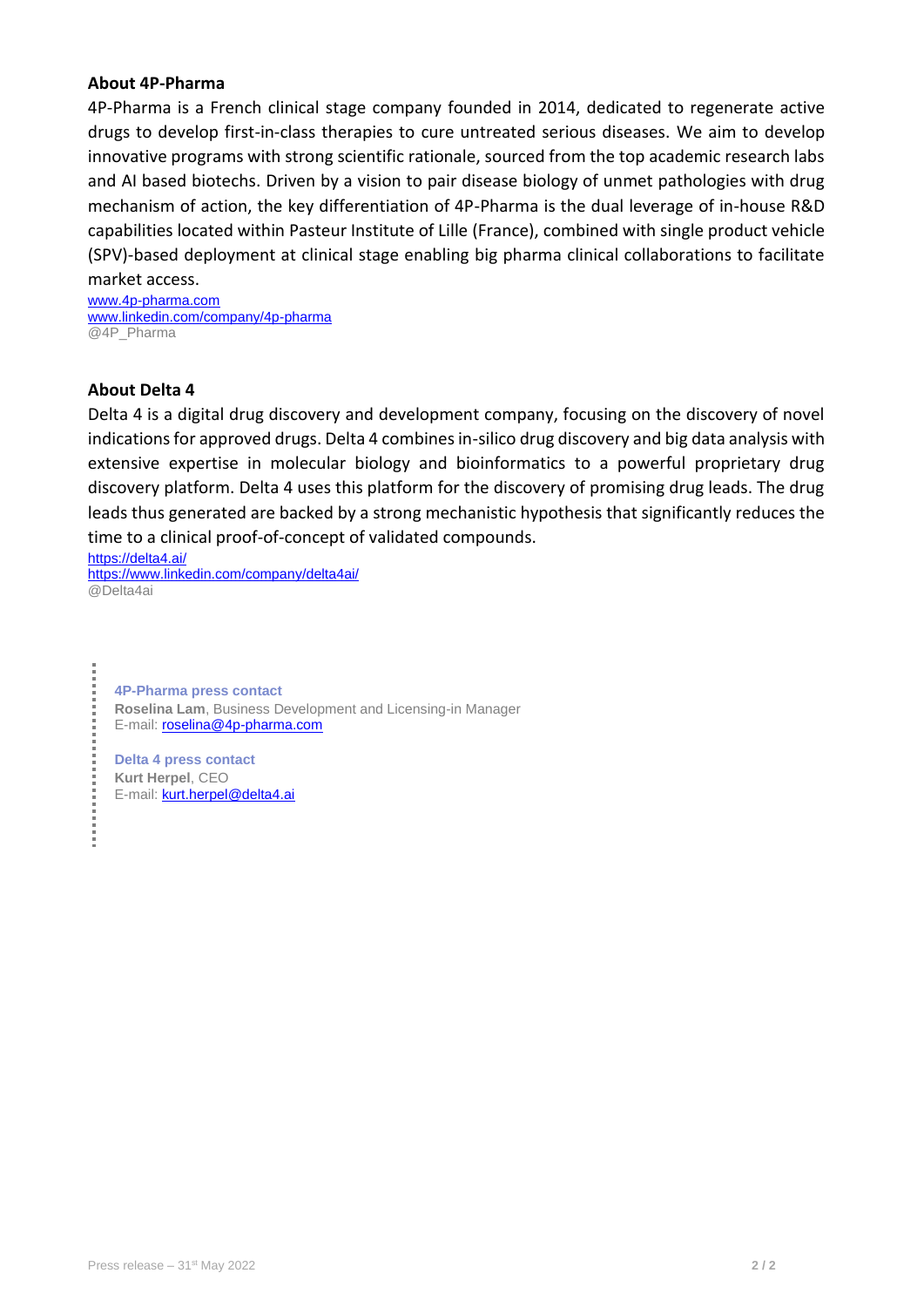## About 4P-Pharma

4P-Pharma is a French clinical stage company founded in 2014, dedicated to regenerate active drugs to develop first-in-class therapies to cure untreated serious diseases. We aim to develop innovative programs with strong scientific rationale, sourced from the top academic research labs and AI based biotechs. Driven by a vision to pair disease biology of unmet pathologies with drug mechanism of action, the key differentiation of 4P-Pharma is the dual leverage of in-house R&D capabilities located within Pasteur Institute of Lille (France), combined with single product vehicle (SPV)-based deployment at clinical stage enabling big pharma clinical collaborations to facilitate market access.

www.4p-pharma.com
www.linkedin.com/company/4p-pharma
@4P_Pharma

## About Delta 4

Delta 4 is a digital drug discovery and development company, focusing on the discovery of novel indications for approved drugs. Delta 4 combines in-silico drug discovery and big data analysis with extensive expertise in molecular biology and bioinformatics to a powerful proprietary drug discovery platform. Delta 4 uses this platform for the discovery of promising drug leads. The drug leads thus generated are backed by a strong mechanistic hypothesis that significantly reduces the time to a clinical proof-of-concept of validated compounds.

https://delta4.ai/
https://www.linkedin.com/company/delta4ai/
@Delta4ai

**4P-Pharma press contact**
**Roselina Lam**, Business Development and Licensing-in Manager
E-mail: roselina@4p-pharma.com

**Delta 4 press contact**
**Kurt Herpel**, CEO
E-mail: kurt.herpel@delta4.ai